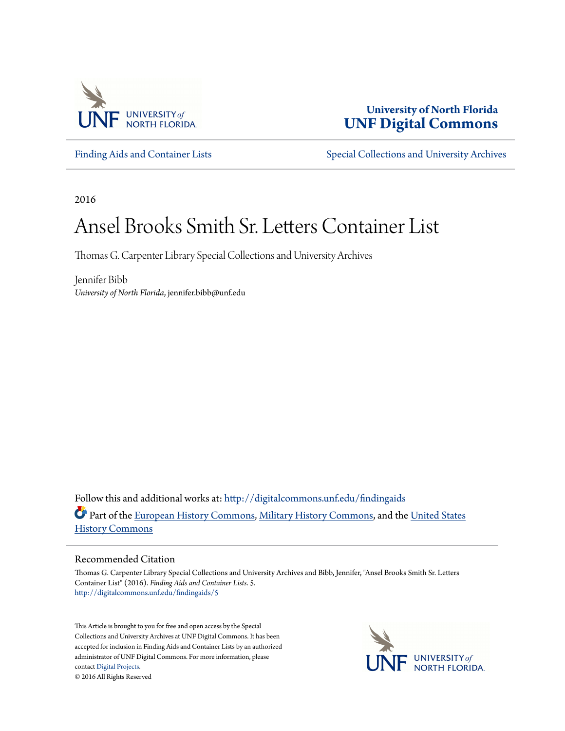University of North Florida
**UNF Digital Commons**

Finding Aids and Container Lists

Special Collections and University Archives

2016

# Ansel Brooks Smith Sr. Letters Container List

Thomas G. Carpenter Library Special Collections and University Archives

Jennifer Bibb
*University of North Florida*, jennifer.bibb@unf.edu

Follow this and additional works at: http://digitalcommons.unf.edu/findingaids

Part of the European History Commons, Military History Commons, and the United States History Commons

## Recommended Citation

Thomas G. Carpenter Library Special Collections and University Archives and Bibb, Jennifer, "Ansel Brooks Smith Sr. Letters Container List" (2016). *Finding Aids and Container Lists*. 5.
http://digitalcommons.unf.edu/findingaids/5

This Article is brought to you for free and open access by the Special Collections and University Archives at UNF Digital Commons. It has been accepted for inclusion in Finding Aids and Container Lists by an authorized administrator of UNF Digital Commons. For more information, please contact Digital Projects.
© 2016 All Rights Reserved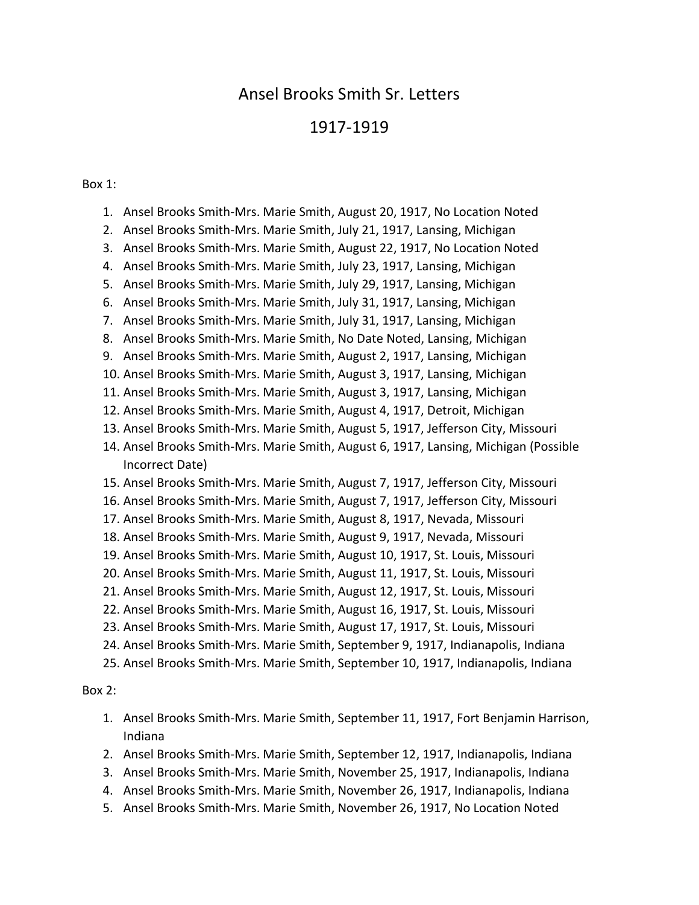# Ansel Brooks Smith Sr. Letters

# 1917-1919

Box 1:

1. Ansel Brooks Smith-Mrs. Marie Smith, August 20, 1917, No Location Noted
2. Ansel Brooks Smith-Mrs. Marie Smith, July 21, 1917, Lansing, Michigan
3. Ansel Brooks Smith-Mrs. Marie Smith, August 22, 1917, No Location Noted
4. Ansel Brooks Smith-Mrs. Marie Smith, July 23, 1917, Lansing, Michigan
5. Ansel Brooks Smith-Mrs. Marie Smith, July 29, 1917, Lansing, Michigan
6. Ansel Brooks Smith-Mrs. Marie Smith, July 31, 1917, Lansing, Michigan
7. Ansel Brooks Smith-Mrs. Marie Smith, July 31, 1917, Lansing, Michigan
8. Ansel Brooks Smith-Mrs. Marie Smith, No Date Noted, Lansing, Michigan
9. Ansel Brooks Smith-Mrs. Marie Smith, August 2, 1917, Lansing, Michigan
10. Ansel Brooks Smith-Mrs. Marie Smith, August 3, 1917, Lansing, Michigan
11. Ansel Brooks Smith-Mrs. Marie Smith, August 3, 1917, Lansing, Michigan
12. Ansel Brooks Smith-Mrs. Marie Smith, August 4, 1917, Detroit, Michigan
13. Ansel Brooks Smith-Mrs. Marie Smith, August 5, 1917, Jefferson City, Missouri
14. Ansel Brooks Smith-Mrs. Marie Smith, August 6, 1917, Lansing, Michigan (Possible Incorrect Date)
15. Ansel Brooks Smith-Mrs. Marie Smith, August 7, 1917, Jefferson City, Missouri
16. Ansel Brooks Smith-Mrs. Marie Smith, August 7, 1917, Jefferson City, Missouri
17. Ansel Brooks Smith-Mrs. Marie Smith, August 8, 1917, Nevada, Missouri
18. Ansel Brooks Smith-Mrs. Marie Smith, August 9, 1917, Nevada, Missouri
19. Ansel Brooks Smith-Mrs. Marie Smith, August 10, 1917, St. Louis, Missouri
20. Ansel Brooks Smith-Mrs. Marie Smith, August 11, 1917, St. Louis, Missouri
21. Ansel Brooks Smith-Mrs. Marie Smith, August 12, 1917, St. Louis, Missouri
22. Ansel Brooks Smith-Mrs. Marie Smith, August 16, 1917, St. Louis, Missouri
23. Ansel Brooks Smith-Mrs. Marie Smith, August 17, 1917, St. Louis, Missouri
24. Ansel Brooks Smith-Mrs. Marie Smith, September 9, 1917, Indianapolis, Indiana
25. Ansel Brooks Smith-Mrs. Marie Smith, September 10, 1917, Indianapolis, Indiana

Box 2:

1. Ansel Brooks Smith-Mrs. Marie Smith, September 11, 1917, Fort Benjamin Harrison, Indiana
2. Ansel Brooks Smith-Mrs. Marie Smith, September 12, 1917, Indianapolis, Indiana
3. Ansel Brooks Smith-Mrs. Marie Smith, November 25, 1917, Indianapolis, Indiana
4. Ansel Brooks Smith-Mrs. Marie Smith, November 26, 1917, Indianapolis, Indiana
5. Ansel Brooks Smith-Mrs. Marie Smith, November 26, 1917, No Location Noted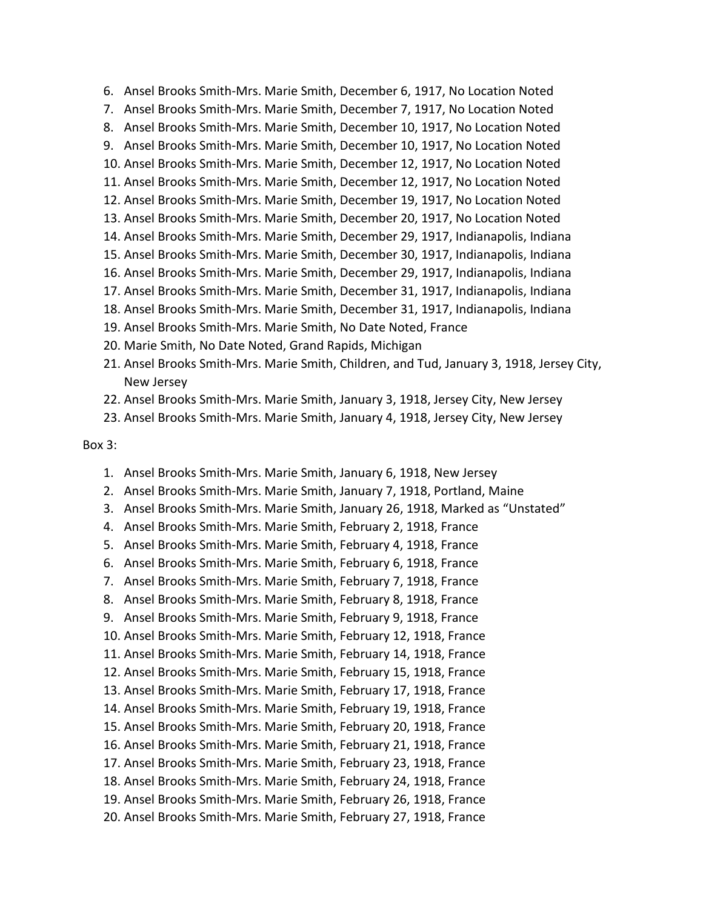6. Ansel Brooks Smith-Mrs. Marie Smith, December 6, 1917, No Location Noted
7. Ansel Brooks Smith-Mrs. Marie Smith, December 7, 1917, No Location Noted
8. Ansel Brooks Smith-Mrs. Marie Smith, December 10, 1917, No Location Noted
9. Ansel Brooks Smith-Mrs. Marie Smith, December 10, 1917, No Location Noted
10. Ansel Brooks Smith-Mrs. Marie Smith, December 12, 1917, No Location Noted
11. Ansel Brooks Smith-Mrs. Marie Smith, December 12, 1917, No Location Noted
12. Ansel Brooks Smith-Mrs. Marie Smith, December 19, 1917, No Location Noted
13. Ansel Brooks Smith-Mrs. Marie Smith, December 20, 1917, No Location Noted
14. Ansel Brooks Smith-Mrs. Marie Smith, December 29, 1917, Indianapolis, Indiana
15. Ansel Brooks Smith-Mrs. Marie Smith, December 30, 1917, Indianapolis, Indiana
16. Ansel Brooks Smith-Mrs. Marie Smith, December 29, 1917, Indianapolis, Indiana
17. Ansel Brooks Smith-Mrs. Marie Smith, December 31, 1917, Indianapolis, Indiana
18. Ansel Brooks Smith-Mrs. Marie Smith, December 31, 1917, Indianapolis, Indiana
19. Ansel Brooks Smith-Mrs. Marie Smith, No Date Noted, France
20. Marie Smith, No Date Noted, Grand Rapids, Michigan
21. Ansel Brooks Smith-Mrs. Marie Smith, Children, and Tud, January 3, 1918, Jersey City, New Jersey
22. Ansel Brooks Smith-Mrs. Marie Smith, January 3, 1918, Jersey City, New Jersey
23. Ansel Brooks Smith-Mrs. Marie Smith, January 4, 1918, Jersey City, New Jersey

Box 3:

1. Ansel Brooks Smith-Mrs. Marie Smith, January 6, 1918, New Jersey
2. Ansel Brooks Smith-Mrs. Marie Smith, January 7, 1918, Portland, Maine
3. Ansel Brooks Smith-Mrs. Marie Smith, January 26, 1918, Marked as "Unstated"
4. Ansel Brooks Smith-Mrs. Marie Smith, February 2, 1918, France
5. Ansel Brooks Smith-Mrs. Marie Smith, February 4, 1918, France
6. Ansel Brooks Smith-Mrs. Marie Smith, February 6, 1918, France
7. Ansel Brooks Smith-Mrs. Marie Smith, February 7, 1918, France
8. Ansel Brooks Smith-Mrs. Marie Smith, February 8, 1918, France
9. Ansel Brooks Smith-Mrs. Marie Smith, February 9, 1918, France
10. Ansel Brooks Smith-Mrs. Marie Smith, February 12, 1918, France
11. Ansel Brooks Smith-Mrs. Marie Smith, February 14, 1918, France
12. Ansel Brooks Smith-Mrs. Marie Smith, February 15, 1918, France
13. Ansel Brooks Smith-Mrs. Marie Smith, February 17, 1918, France
14. Ansel Brooks Smith-Mrs. Marie Smith, February 19, 1918, France
15. Ansel Brooks Smith-Mrs. Marie Smith, February 20, 1918, France
16. Ansel Brooks Smith-Mrs. Marie Smith, February 21, 1918, France
17. Ansel Brooks Smith-Mrs. Marie Smith, February 23, 1918, France
18. Ansel Brooks Smith-Mrs. Marie Smith, February 24, 1918, France
19. Ansel Brooks Smith-Mrs. Marie Smith, February 26, 1918, France
20. Ansel Brooks Smith-Mrs. Marie Smith, February 27, 1918, France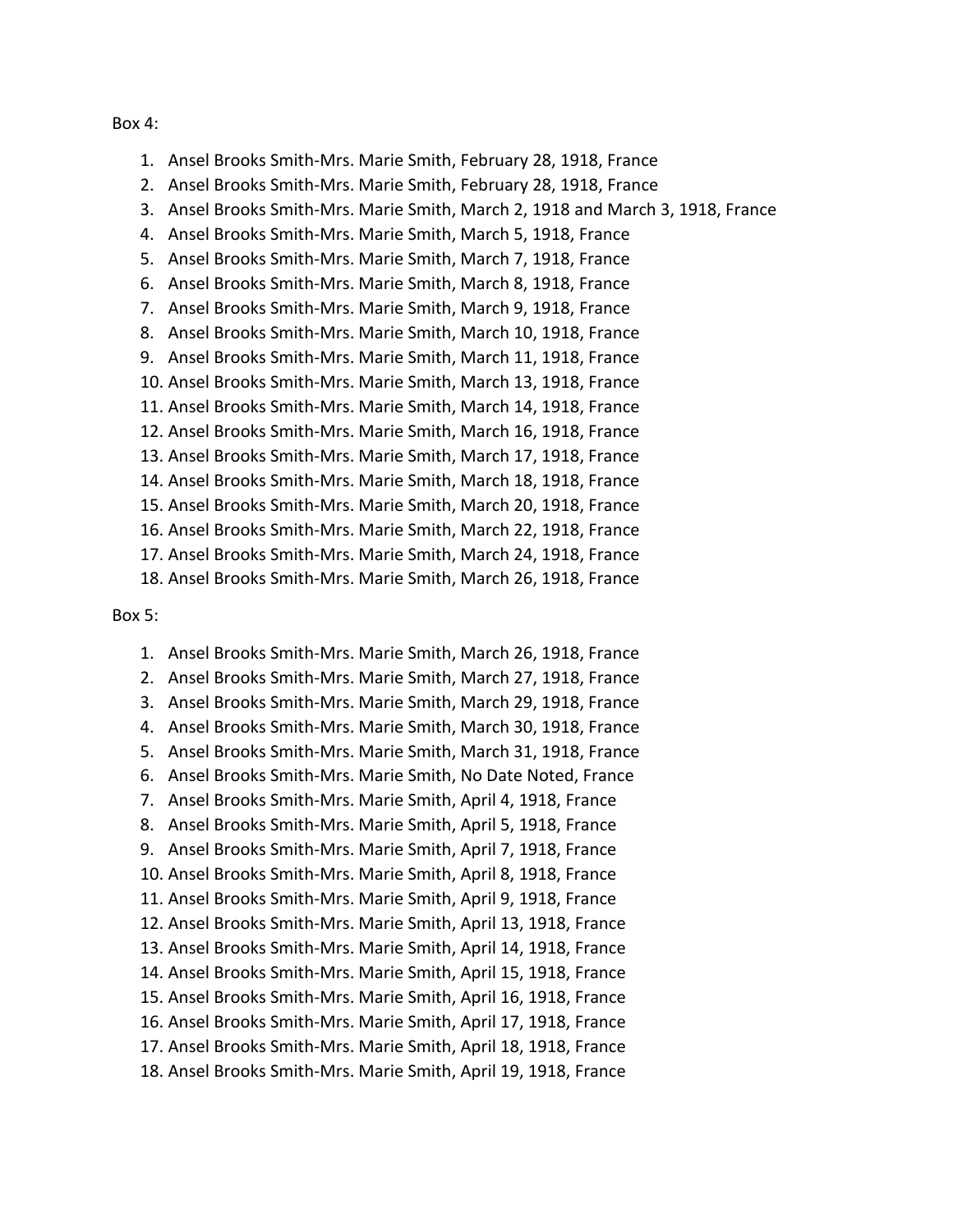Box 4:

1. Ansel Brooks Smith-Mrs. Marie Smith, February 28, 1918, France
2. Ansel Brooks Smith-Mrs. Marie Smith, February 28, 1918, France
3. Ansel Brooks Smith-Mrs. Marie Smith, March 2, 1918 and March 3, 1918, France
4. Ansel Brooks Smith-Mrs. Marie Smith, March 5, 1918, France
5. Ansel Brooks Smith-Mrs. Marie Smith, March 7, 1918, France
6. Ansel Brooks Smith-Mrs. Marie Smith, March 8, 1918, France
7. Ansel Brooks Smith-Mrs. Marie Smith, March 9, 1918, France
8. Ansel Brooks Smith-Mrs. Marie Smith, March 10, 1918, France
9. Ansel Brooks Smith-Mrs. Marie Smith, March 11, 1918, France
10. Ansel Brooks Smith-Mrs. Marie Smith, March 13, 1918, France
11. Ansel Brooks Smith-Mrs. Marie Smith, March 14, 1918, France
12. Ansel Brooks Smith-Mrs. Marie Smith, March 16, 1918, France
13. Ansel Brooks Smith-Mrs. Marie Smith, March 17, 1918, France
14. Ansel Brooks Smith-Mrs. Marie Smith, March 18, 1918, France
15. Ansel Brooks Smith-Mrs. Marie Smith, March 20, 1918, France
16. Ansel Brooks Smith-Mrs. Marie Smith, March 22, 1918, France
17. Ansel Brooks Smith-Mrs. Marie Smith, March 24, 1918, France
18. Ansel Brooks Smith-Mrs. Marie Smith, March 26, 1918, France

Box 5:

1. Ansel Brooks Smith-Mrs. Marie Smith, March 26, 1918, France
2. Ansel Brooks Smith-Mrs. Marie Smith, March 27, 1918, France
3. Ansel Brooks Smith-Mrs. Marie Smith, March 29, 1918, France
4. Ansel Brooks Smith-Mrs. Marie Smith, March 30, 1918, France
5. Ansel Brooks Smith-Mrs. Marie Smith, March 31, 1918, France
6. Ansel Brooks Smith-Mrs. Marie Smith, No Date Noted, France
7. Ansel Brooks Smith-Mrs. Marie Smith, April 4, 1918, France
8. Ansel Brooks Smith-Mrs. Marie Smith, April 5, 1918, France
9. Ansel Brooks Smith-Mrs. Marie Smith, April 7, 1918, France
10. Ansel Brooks Smith-Mrs. Marie Smith, April 8, 1918, France
11. Ansel Brooks Smith-Mrs. Marie Smith, April 9, 1918, France
12. Ansel Brooks Smith-Mrs. Marie Smith, April 13, 1918, France
13. Ansel Brooks Smith-Mrs. Marie Smith, April 14, 1918, France
14. Ansel Brooks Smith-Mrs. Marie Smith, April 15, 1918, France
15. Ansel Brooks Smith-Mrs. Marie Smith, April 16, 1918, France
16. Ansel Brooks Smith-Mrs. Marie Smith, April 17, 1918, France
17. Ansel Brooks Smith-Mrs. Marie Smith, April 18, 1918, France
18. Ansel Brooks Smith-Mrs. Marie Smith, April 19, 1918, France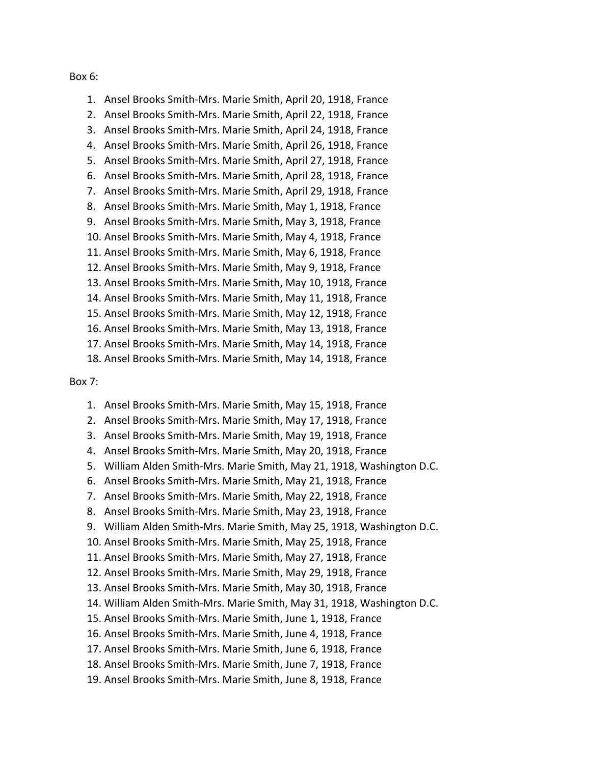Box 6:

1. Ansel Brooks Smith-Mrs. Marie Smith, April 20, 1918, France
2. Ansel Brooks Smith-Mrs. Marie Smith, April 22, 1918, France
3. Ansel Brooks Smith-Mrs. Marie Smith, April 24, 1918, France
4. Ansel Brooks Smith-Mrs. Marie Smith, April 26, 1918, France
5. Ansel Brooks Smith-Mrs. Marie Smith, April 27, 1918, France
6. Ansel Brooks Smith-Mrs. Marie Smith, April 28, 1918, France
7. Ansel Brooks Smith-Mrs. Marie Smith, April 29, 1918, France
8. Ansel Brooks Smith-Mrs. Marie Smith, May 1, 1918, France
9. Ansel Brooks Smith-Mrs. Marie Smith, May 3, 1918, France
10. Ansel Brooks Smith-Mrs. Marie Smith, May 4, 1918, France
11. Ansel Brooks Smith-Mrs. Marie Smith, May 6, 1918, France
12. Ansel Brooks Smith-Mrs. Marie Smith, May 9, 1918, France
13. Ansel Brooks Smith-Mrs. Marie Smith, May 10, 1918, France
14. Ansel Brooks Smith-Mrs. Marie Smith, May 11, 1918, France
15. Ansel Brooks Smith-Mrs. Marie Smith, May 12, 1918, France
16. Ansel Brooks Smith-Mrs. Marie Smith, May 13, 1918, France
17. Ansel Brooks Smith-Mrs. Marie Smith, May 14, 1918, France
18. Ansel Brooks Smith-Mrs. Marie Smith, May 14, 1918, France

Box 7:

1. Ansel Brooks Smith-Mrs. Marie Smith, May 15, 1918, France
2. Ansel Brooks Smith-Mrs. Marie Smith, May 17, 1918, France
3. Ansel Brooks Smith-Mrs. Marie Smith, May 19, 1918, France
4. Ansel Brooks Smith-Mrs. Marie Smith, May 20, 1918, France
5. William Alden Smith-Mrs. Marie Smith, May 21, 1918, Washington D.C.
6. Ansel Brooks Smith-Mrs. Marie Smith, May 21, 1918, France
7. Ansel Brooks Smith-Mrs. Marie Smith, May 22, 1918, France
8. Ansel Brooks Smith-Mrs. Marie Smith, May 23, 1918, France
9. William Alden Smith-Mrs. Marie Smith, May 25, 1918, Washington D.C.
10. Ansel Brooks Smith-Mrs. Marie Smith, May 25, 1918, France
11. Ansel Brooks Smith-Mrs. Marie Smith, May 27, 1918, France
12. Ansel Brooks Smith-Mrs. Marie Smith, May 29, 1918, France
13. Ansel Brooks Smith-Mrs. Marie Smith, May 30, 1918, France
14. William Alden Smith-Mrs. Marie Smith, May 31, 1918, Washington D.C.
15. Ansel Brooks Smith-Mrs. Marie Smith, June 1, 1918, France
16. Ansel Brooks Smith-Mrs. Marie Smith, June 4, 1918, France
17. Ansel Brooks Smith-Mrs. Marie Smith, June 6, 1918, France
18. Ansel Brooks Smith-Mrs. Marie Smith, June 7, 1918, France
19. Ansel Brooks Smith-Mrs. Marie Smith, June 8, 1918, France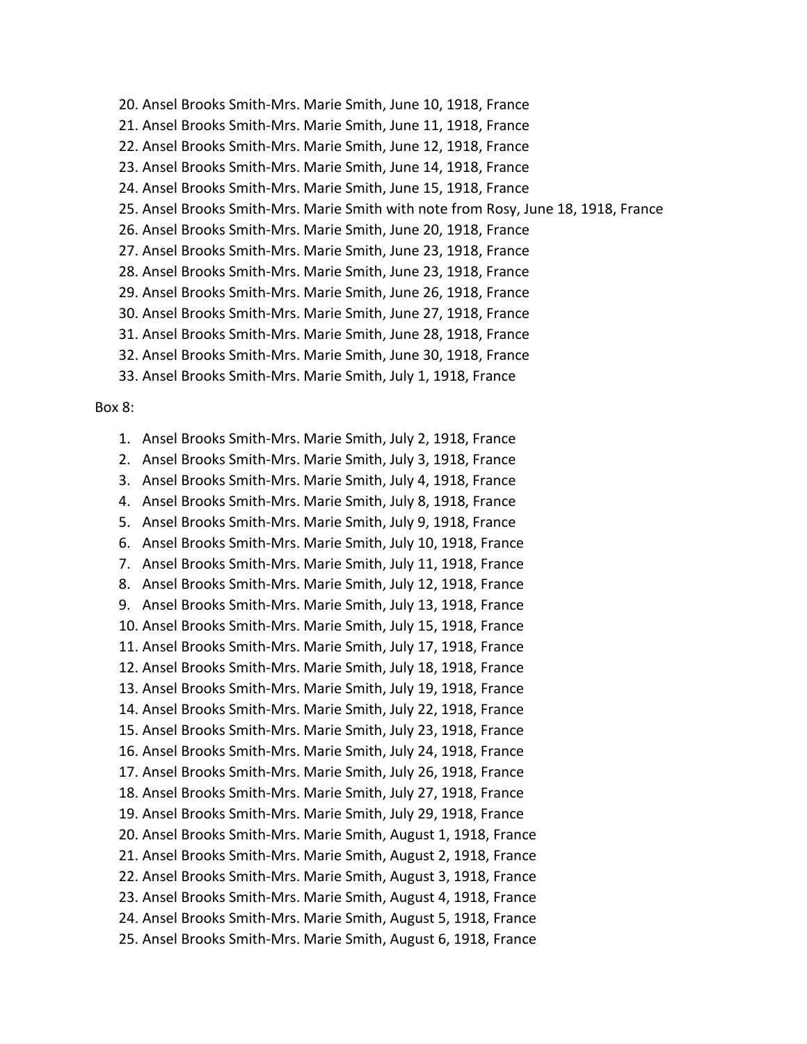20. Ansel Brooks Smith-Mrs. Marie Smith, June 10, 1918, France
21. Ansel Brooks Smith-Mrs. Marie Smith, June 11, 1918, France
22. Ansel Brooks Smith-Mrs. Marie Smith, June 12, 1918, France
23. Ansel Brooks Smith-Mrs. Marie Smith, June 14, 1918, France
24. Ansel Brooks Smith-Mrs. Marie Smith, June 15, 1918, France
25. Ansel Brooks Smith-Mrs. Marie Smith with note from Rosy, June 18, 1918, France
26. Ansel Brooks Smith-Mrs. Marie Smith, June 20, 1918, France
27. Ansel Brooks Smith-Mrs. Marie Smith, June 23, 1918, France
28. Ansel Brooks Smith-Mrs. Marie Smith, June 23, 1918, France
29. Ansel Brooks Smith-Mrs. Marie Smith, June 26, 1918, France
30. Ansel Brooks Smith-Mrs. Marie Smith, June 27, 1918, France
31. Ansel Brooks Smith-Mrs. Marie Smith, June 28, 1918, France
32. Ansel Brooks Smith-Mrs. Marie Smith, June 30, 1918, France
33. Ansel Brooks Smith-Mrs. Marie Smith, July 1, 1918, France

Box 8:

1. Ansel Brooks Smith-Mrs. Marie Smith, July 2, 1918, France
2. Ansel Brooks Smith-Mrs. Marie Smith, July 3, 1918, France
3. Ansel Brooks Smith-Mrs. Marie Smith, July 4, 1918, France
4. Ansel Brooks Smith-Mrs. Marie Smith, July 8, 1918, France
5. Ansel Brooks Smith-Mrs. Marie Smith, July 9, 1918, France
6. Ansel Brooks Smith-Mrs. Marie Smith, July 10, 1918, France
7. Ansel Brooks Smith-Mrs. Marie Smith, July 11, 1918, France
8. Ansel Brooks Smith-Mrs. Marie Smith, July 12, 1918, France
9. Ansel Brooks Smith-Mrs. Marie Smith, July 13, 1918, France
10. Ansel Brooks Smith-Mrs. Marie Smith, July 15, 1918, France
11. Ansel Brooks Smith-Mrs. Marie Smith, July 17, 1918, France
12. Ansel Brooks Smith-Mrs. Marie Smith, July 18, 1918, France
13. Ansel Brooks Smith-Mrs. Marie Smith, July 19, 1918, France
14. Ansel Brooks Smith-Mrs. Marie Smith, July 22, 1918, France
15. Ansel Brooks Smith-Mrs. Marie Smith, July 23, 1918, France
16. Ansel Brooks Smith-Mrs. Marie Smith, July 24, 1918, France
17. Ansel Brooks Smith-Mrs. Marie Smith, July 26, 1918, France
18. Ansel Brooks Smith-Mrs. Marie Smith, July 27, 1918, France
19. Ansel Brooks Smith-Mrs. Marie Smith, July 29, 1918, France
20. Ansel Brooks Smith-Mrs. Marie Smith, August 1, 1918, France
21. Ansel Brooks Smith-Mrs. Marie Smith, August 2, 1918, France
22. Ansel Brooks Smith-Mrs. Marie Smith, August 3, 1918, France
23. Ansel Brooks Smith-Mrs. Marie Smith, August 4, 1918, France
24. Ansel Brooks Smith-Mrs. Marie Smith, August 5, 1918, France
25. Ansel Brooks Smith-Mrs. Marie Smith, August 6, 1918, France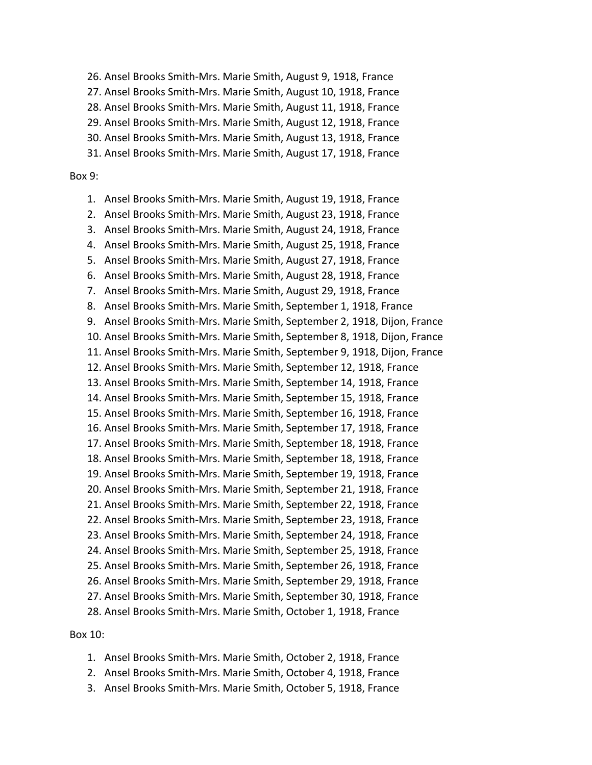26. Ansel Brooks Smith-Mrs. Marie Smith, August 9, 1918, France
27. Ansel Brooks Smith-Mrs. Marie Smith, August 10, 1918, France
28. Ansel Brooks Smith-Mrs. Marie Smith, August 11, 1918, France
29. Ansel Brooks Smith-Mrs. Marie Smith, August 12, 1918, France
30. Ansel Brooks Smith-Mrs. Marie Smith, August 13, 1918, France
31. Ansel Brooks Smith-Mrs. Marie Smith, August 17, 1918, France

Box 9:

1. Ansel Brooks Smith-Mrs. Marie Smith, August 19, 1918, France
2. Ansel Brooks Smith-Mrs. Marie Smith, August 23, 1918, France
3. Ansel Brooks Smith-Mrs. Marie Smith, August 24, 1918, France
4. Ansel Brooks Smith-Mrs. Marie Smith, August 25, 1918, France
5. Ansel Brooks Smith-Mrs. Marie Smith, August 27, 1918, France
6. Ansel Brooks Smith-Mrs. Marie Smith, August 28, 1918, France
7. Ansel Brooks Smith-Mrs. Marie Smith, August 29, 1918, France
8. Ansel Brooks Smith-Mrs. Marie Smith, September 1, 1918, France
9. Ansel Brooks Smith-Mrs. Marie Smith, September 2, 1918, Dijon, France
10. Ansel Brooks Smith-Mrs. Marie Smith, September 8, 1918, Dijon, France
11. Ansel Brooks Smith-Mrs. Marie Smith, September 9, 1918, Dijon, France
12. Ansel Brooks Smith-Mrs. Marie Smith, September 12, 1918, France
13. Ansel Brooks Smith-Mrs. Marie Smith, September 14, 1918, France
14. Ansel Brooks Smith-Mrs. Marie Smith, September 15, 1918, France
15. Ansel Brooks Smith-Mrs. Marie Smith, September 16, 1918, France
16. Ansel Brooks Smith-Mrs. Marie Smith, September 17, 1918, France
17. Ansel Brooks Smith-Mrs. Marie Smith, September 18, 1918, France
18. Ansel Brooks Smith-Mrs. Marie Smith, September 18, 1918, France
19. Ansel Brooks Smith-Mrs. Marie Smith, September 19, 1918, France
20. Ansel Brooks Smith-Mrs. Marie Smith, September 21, 1918, France
21. Ansel Brooks Smith-Mrs. Marie Smith, September 22, 1918, France
22. Ansel Brooks Smith-Mrs. Marie Smith, September 23, 1918, France
23. Ansel Brooks Smith-Mrs. Marie Smith, September 24, 1918, France
24. Ansel Brooks Smith-Mrs. Marie Smith, September 25, 1918, France
25. Ansel Brooks Smith-Mrs. Marie Smith, September 26, 1918, France
26. Ansel Brooks Smith-Mrs. Marie Smith, September 29, 1918, France
27. Ansel Brooks Smith-Mrs. Marie Smith, September 30, 1918, France
28. Ansel Brooks Smith-Mrs. Marie Smith, October 1, 1918, France

Box 10:

1. Ansel Brooks Smith-Mrs. Marie Smith, October 2, 1918, France
2. Ansel Brooks Smith-Mrs. Marie Smith, October 4, 1918, France
3. Ansel Brooks Smith-Mrs. Marie Smith, October 5, 1918, France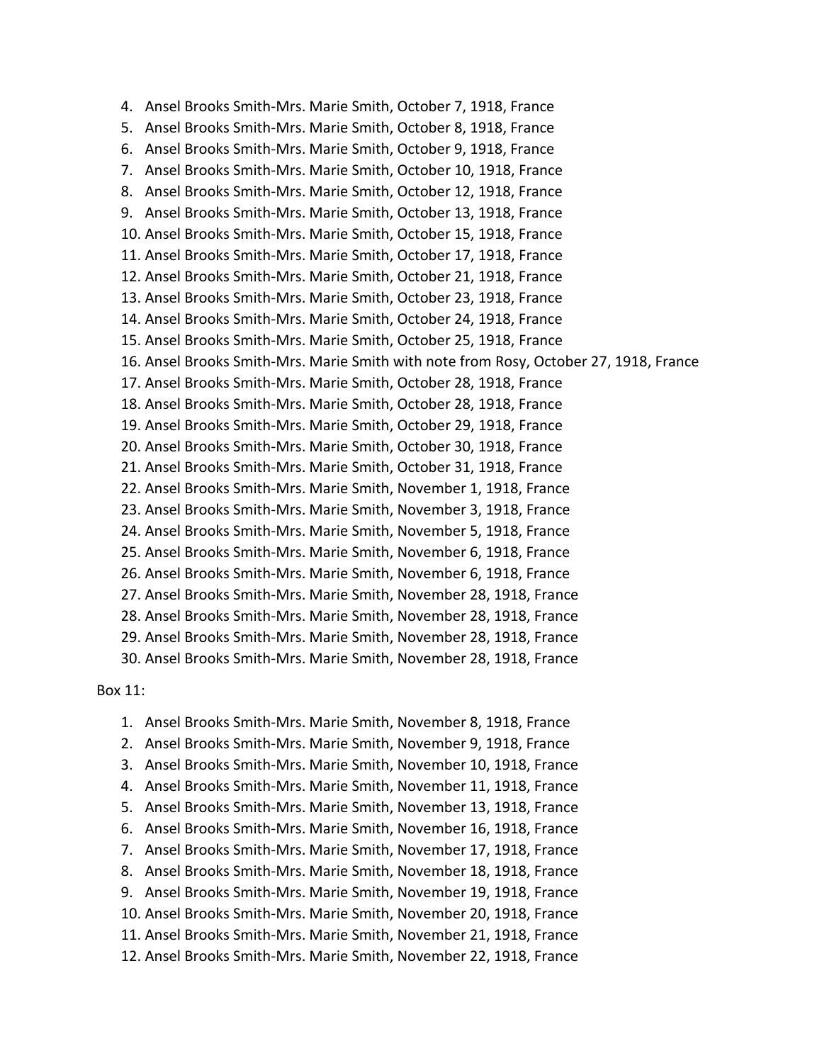4. Ansel Brooks Smith-Mrs. Marie Smith, October 7, 1918, France
5. Ansel Brooks Smith-Mrs. Marie Smith, October 8, 1918, France
6. Ansel Brooks Smith-Mrs. Marie Smith, October 9, 1918, France
7. Ansel Brooks Smith-Mrs. Marie Smith, October 10, 1918, France
8. Ansel Brooks Smith-Mrs. Marie Smith, October 12, 1918, France
9. Ansel Brooks Smith-Mrs. Marie Smith, October 13, 1918, France
10. Ansel Brooks Smith-Mrs. Marie Smith, October 15, 1918, France
11. Ansel Brooks Smith-Mrs. Marie Smith, October 17, 1918, France
12. Ansel Brooks Smith-Mrs. Marie Smith, October 21, 1918, France
13. Ansel Brooks Smith-Mrs. Marie Smith, October 23, 1918, France
14. Ansel Brooks Smith-Mrs. Marie Smith, October 24, 1918, France
15. Ansel Brooks Smith-Mrs. Marie Smith, October 25, 1918, France
16. Ansel Brooks Smith-Mrs. Marie Smith with note from Rosy, October 27, 1918, France
17. Ansel Brooks Smith-Mrs. Marie Smith, October 28, 1918, France
18. Ansel Brooks Smith-Mrs. Marie Smith, October 28, 1918, France
19. Ansel Brooks Smith-Mrs. Marie Smith, October 29, 1918, France
20. Ansel Brooks Smith-Mrs. Marie Smith, October 30, 1918, France
21. Ansel Brooks Smith-Mrs. Marie Smith, October 31, 1918, France
22. Ansel Brooks Smith-Mrs. Marie Smith, November 1, 1918, France
23. Ansel Brooks Smith-Mrs. Marie Smith, November 3, 1918, France
24. Ansel Brooks Smith-Mrs. Marie Smith, November 5, 1918, France
25. Ansel Brooks Smith-Mrs. Marie Smith, November 6, 1918, France
26. Ansel Brooks Smith-Mrs. Marie Smith, November 6, 1918, France
27. Ansel Brooks Smith-Mrs. Marie Smith, November 28, 1918, France
28. Ansel Brooks Smith-Mrs. Marie Smith, November 28, 1918, France
29. Ansel Brooks Smith-Mrs. Marie Smith, November 28, 1918, France
30. Ansel Brooks Smith-Mrs. Marie Smith, November 28, 1918, France

Box 11:

1. Ansel Brooks Smith-Mrs. Marie Smith, November 8, 1918, France
2. Ansel Brooks Smith-Mrs. Marie Smith, November 9, 1918, France
3. Ansel Brooks Smith-Mrs. Marie Smith, November 10, 1918, France
4. Ansel Brooks Smith-Mrs. Marie Smith, November 11, 1918, France
5. Ansel Brooks Smith-Mrs. Marie Smith, November 13, 1918, France
6. Ansel Brooks Smith-Mrs. Marie Smith, November 16, 1918, France
7. Ansel Brooks Smith-Mrs. Marie Smith, November 17, 1918, France
8. Ansel Brooks Smith-Mrs. Marie Smith, November 18, 1918, France
9. Ansel Brooks Smith-Mrs. Marie Smith, November 19, 1918, France
10. Ansel Brooks Smith-Mrs. Marie Smith, November 20, 1918, France
11. Ansel Brooks Smith-Mrs. Marie Smith, November 21, 1918, France
12. Ansel Brooks Smith-Mrs. Marie Smith, November 22, 1918, France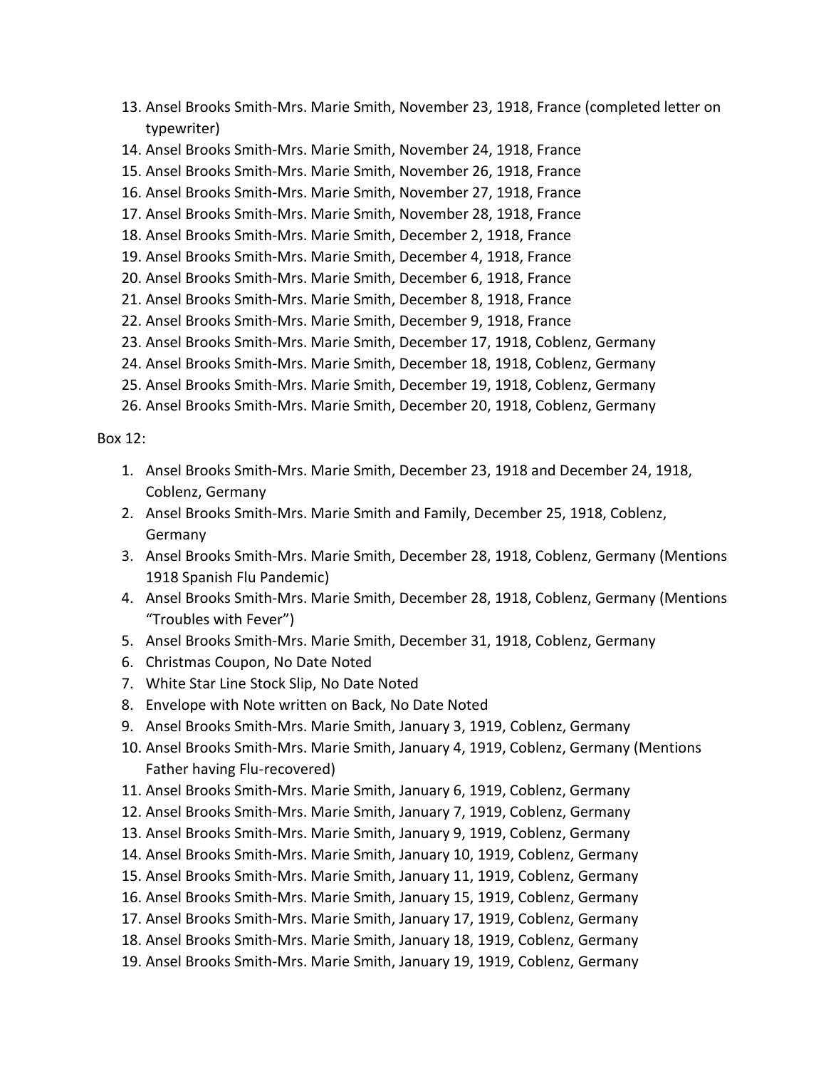13. Ansel Brooks Smith-Mrs. Marie Smith, November 23, 1918, France (completed letter on typewriter)
14. Ansel Brooks Smith-Mrs. Marie Smith, November 24, 1918, France
15. Ansel Brooks Smith-Mrs. Marie Smith, November 26, 1918, France
16. Ansel Brooks Smith-Mrs. Marie Smith, November 27, 1918, France
17. Ansel Brooks Smith-Mrs. Marie Smith, November 28, 1918, France
18. Ansel Brooks Smith-Mrs. Marie Smith, December 2, 1918, France
19. Ansel Brooks Smith-Mrs. Marie Smith, December 4, 1918, France
20. Ansel Brooks Smith-Mrs. Marie Smith, December 6, 1918, France
21. Ansel Brooks Smith-Mrs. Marie Smith, December 8, 1918, France
22. Ansel Brooks Smith-Mrs. Marie Smith, December 9, 1918, France
23. Ansel Brooks Smith-Mrs. Marie Smith, December 17, 1918, Coblenz, Germany
24. Ansel Brooks Smith-Mrs. Marie Smith, December 18, 1918, Coblenz, Germany
25. Ansel Brooks Smith-Mrs. Marie Smith, December 19, 1918, Coblenz, Germany
26. Ansel Brooks Smith-Mrs. Marie Smith, December 20, 1918, Coblenz, Germany

Box 12:

1. Ansel Brooks Smith-Mrs. Marie Smith, December 23, 1918 and December 24, 1918, Coblenz, Germany
2. Ansel Brooks Smith-Mrs. Marie Smith and Family, December 25, 1918, Coblenz, Germany
3. Ansel Brooks Smith-Mrs. Marie Smith, December 28, 1918, Coblenz, Germany (Mentions 1918 Spanish Flu Pandemic)
4. Ansel Brooks Smith-Mrs. Marie Smith, December 28, 1918, Coblenz, Germany (Mentions "Troubles with Fever")
5. Ansel Brooks Smith-Mrs. Marie Smith, December 31, 1918, Coblenz, Germany
6. Christmas Coupon, No Date Noted
7. White Star Line Stock Slip, No Date Noted
8. Envelope with Note written on Back, No Date Noted
9. Ansel Brooks Smith-Mrs. Marie Smith, January 3, 1919, Coblenz, Germany
10. Ansel Brooks Smith-Mrs. Marie Smith, January 4, 1919, Coblenz, Germany (Mentions Father having Flu-recovered)
11. Ansel Brooks Smith-Mrs. Marie Smith, January 6, 1919, Coblenz, Germany
12. Ansel Brooks Smith-Mrs. Marie Smith, January 7, 1919, Coblenz, Germany
13. Ansel Brooks Smith-Mrs. Marie Smith, January 9, 1919, Coblenz, Germany
14. Ansel Brooks Smith-Mrs. Marie Smith, January 10, 1919, Coblenz, Germany
15. Ansel Brooks Smith-Mrs. Marie Smith, January 11, 1919, Coblenz, Germany
16. Ansel Brooks Smith-Mrs. Marie Smith, January 15, 1919, Coblenz, Germany
17. Ansel Brooks Smith-Mrs. Marie Smith, January 17, 1919, Coblenz, Germany
18. Ansel Brooks Smith-Mrs. Marie Smith, January 18, 1919, Coblenz, Germany
19. Ansel Brooks Smith-Mrs. Marie Smith, January 19, 1919, Coblenz, Germany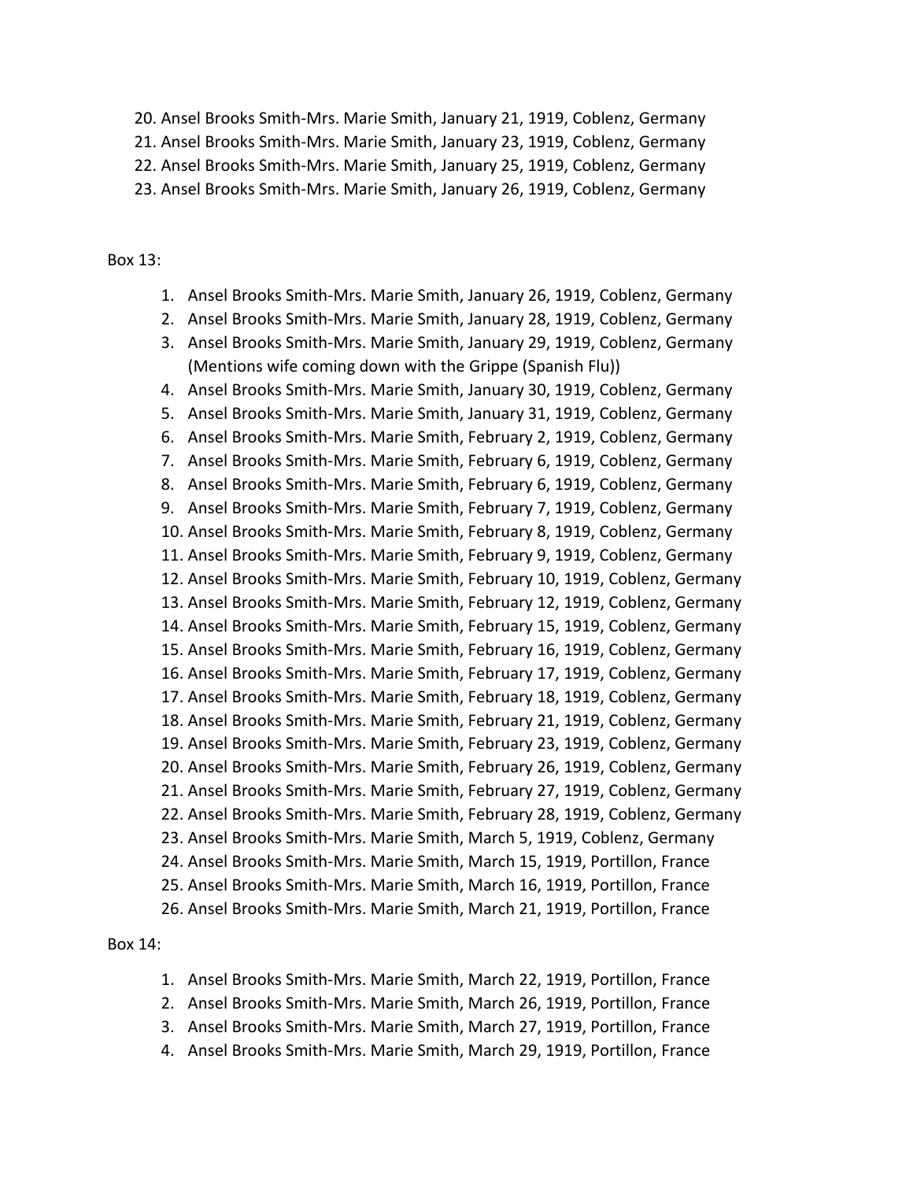20. Ansel Brooks Smith-Mrs. Marie Smith, January 21, 1919, Coblenz, Germany
21. Ansel Brooks Smith-Mrs. Marie Smith, January 23, 1919, Coblenz, Germany
22. Ansel Brooks Smith-Mrs. Marie Smith, January 25, 1919, Coblenz, Germany
23. Ansel Brooks Smith-Mrs. Marie Smith, January 26, 1919, Coblenz, Germany

Box 13:

1. Ansel Brooks Smith-Mrs. Marie Smith, January 26, 1919, Coblenz, Germany
2. Ansel Brooks Smith-Mrs. Marie Smith, January 28, 1919, Coblenz, Germany
3. Ansel Brooks Smith-Mrs. Marie Smith, January 29, 1919, Coblenz, Germany (Mentions wife coming down with the Grippe (Spanish Flu))
4. Ansel Brooks Smith-Mrs. Marie Smith, January 30, 1919, Coblenz, Germany
5. Ansel Brooks Smith-Mrs. Marie Smith, January 31, 1919, Coblenz, Germany
6. Ansel Brooks Smith-Mrs. Marie Smith, February 2, 1919, Coblenz, Germany
7. Ansel Brooks Smith-Mrs. Marie Smith, February 6, 1919, Coblenz, Germany
8. Ansel Brooks Smith-Mrs. Marie Smith, February 6, 1919, Coblenz, Germany
9. Ansel Brooks Smith-Mrs. Marie Smith, February 7, 1919, Coblenz, Germany
10. Ansel Brooks Smith-Mrs. Marie Smith, February 8, 1919, Coblenz, Germany
11. Ansel Brooks Smith-Mrs. Marie Smith, February 9, 1919, Coblenz, Germany
12. Ansel Brooks Smith-Mrs. Marie Smith, February 10, 1919, Coblenz, Germany
13. Ansel Brooks Smith-Mrs. Marie Smith, February 12, 1919, Coblenz, Germany
14. Ansel Brooks Smith-Mrs. Marie Smith, February 15, 1919, Coblenz, Germany
15. Ansel Brooks Smith-Mrs. Marie Smith, February 16, 1919, Coblenz, Germany
16. Ansel Brooks Smith-Mrs. Marie Smith, February 17, 1919, Coblenz, Germany
17. Ansel Brooks Smith-Mrs. Marie Smith, February 18, 1919, Coblenz, Germany
18. Ansel Brooks Smith-Mrs. Marie Smith, February 21, 1919, Coblenz, Germany
19. Ansel Brooks Smith-Mrs. Marie Smith, February 23, 1919, Coblenz, Germany
20. Ansel Brooks Smith-Mrs. Marie Smith, February 26, 1919, Coblenz, Germany
21. Ansel Brooks Smith-Mrs. Marie Smith, February 27, 1919, Coblenz, Germany
22. Ansel Brooks Smith-Mrs. Marie Smith, February 28, 1919, Coblenz, Germany
23. Ansel Brooks Smith-Mrs. Marie Smith, March 5, 1919, Coblenz, Germany
24. Ansel Brooks Smith-Mrs. Marie Smith, March 15, 1919, Portillon, France
25. Ansel Brooks Smith-Mrs. Marie Smith, March 16, 1919, Portillon, France
26. Ansel Brooks Smith-Mrs. Marie Smith, March 21, 1919, Portillon, France

Box 14:

1. Ansel Brooks Smith-Mrs. Marie Smith, March 22, 1919, Portillon, France
2. Ansel Brooks Smith-Mrs. Marie Smith, March 26, 1919, Portillon, France
3. Ansel Brooks Smith-Mrs. Marie Smith, March 27, 1919, Portillon, France
4. Ansel Brooks Smith-Mrs. Marie Smith, March 29, 1919, Portillon, France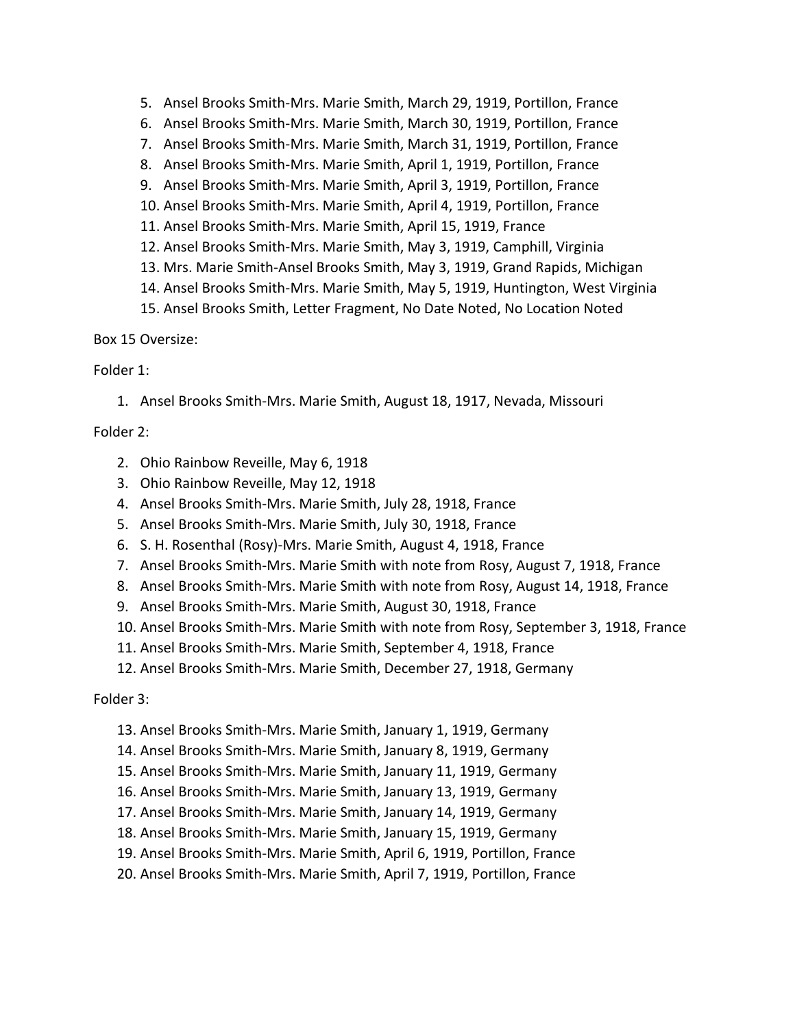5. Ansel Brooks Smith-Mrs. Marie Smith, March 29, 1919, Portillon, France
6. Ansel Brooks Smith-Mrs. Marie Smith, March 30, 1919, Portillon, France
7. Ansel Brooks Smith-Mrs. Marie Smith, March 31, 1919, Portillon, France
8. Ansel Brooks Smith-Mrs. Marie Smith, April 1, 1919, Portillon, France
9. Ansel Brooks Smith-Mrs. Marie Smith, April 3, 1919, Portillon, France
10. Ansel Brooks Smith-Mrs. Marie Smith, April 4, 1919, Portillon, France
11. Ansel Brooks Smith-Mrs. Marie Smith, April 15, 1919, France
12. Ansel Brooks Smith-Mrs. Marie Smith, May 3, 1919, Camphill, Virginia
13. Mrs. Marie Smith-Ansel Brooks Smith, May 3, 1919, Grand Rapids, Michigan
14. Ansel Brooks Smith-Mrs. Marie Smith, May 5, 1919, Huntington, West Virginia
15. Ansel Brooks Smith, Letter Fragment, No Date Noted, No Location Noted

Box 15 Oversize:

Folder 1:

1. Ansel Brooks Smith-Mrs. Marie Smith, August 18, 1917, Nevada, Missouri

Folder 2:

2. Ohio Rainbow Reveille, May 6, 1918
3. Ohio Rainbow Reveille, May 12, 1918
4. Ansel Brooks Smith-Mrs. Marie Smith, July 28, 1918, France
5. Ansel Brooks Smith-Mrs. Marie Smith, July 30, 1918, France
6. S. H. Rosenthal (Rosy)-Mrs. Marie Smith, August 4, 1918, France
7. Ansel Brooks Smith-Mrs. Marie Smith with note from Rosy, August 7, 1918, France
8. Ansel Brooks Smith-Mrs. Marie Smith with note from Rosy, August 14, 1918, France
9. Ansel Brooks Smith-Mrs. Marie Smith, August 30, 1918, France
10. Ansel Brooks Smith-Mrs. Marie Smith with note from Rosy, September 3, 1918, France
11. Ansel Brooks Smith-Mrs. Marie Smith, September 4, 1918, France
12. Ansel Brooks Smith-Mrs. Marie Smith, December 27, 1918, Germany

Folder 3:

13. Ansel Brooks Smith-Mrs. Marie Smith, January 1, 1919, Germany
14. Ansel Brooks Smith-Mrs. Marie Smith, January 8, 1919, Germany
15. Ansel Brooks Smith-Mrs. Marie Smith, January 11, 1919, Germany
16. Ansel Brooks Smith-Mrs. Marie Smith, January 13, 1919, Germany
17. Ansel Brooks Smith-Mrs. Marie Smith, January 14, 1919, Germany
18. Ansel Brooks Smith-Mrs. Marie Smith, January 15, 1919, Germany
19. Ansel Brooks Smith-Mrs. Marie Smith, April 6, 1919, Portillon, France
20. Ansel Brooks Smith-Mrs. Marie Smith, April 7, 1919, Portillon, France